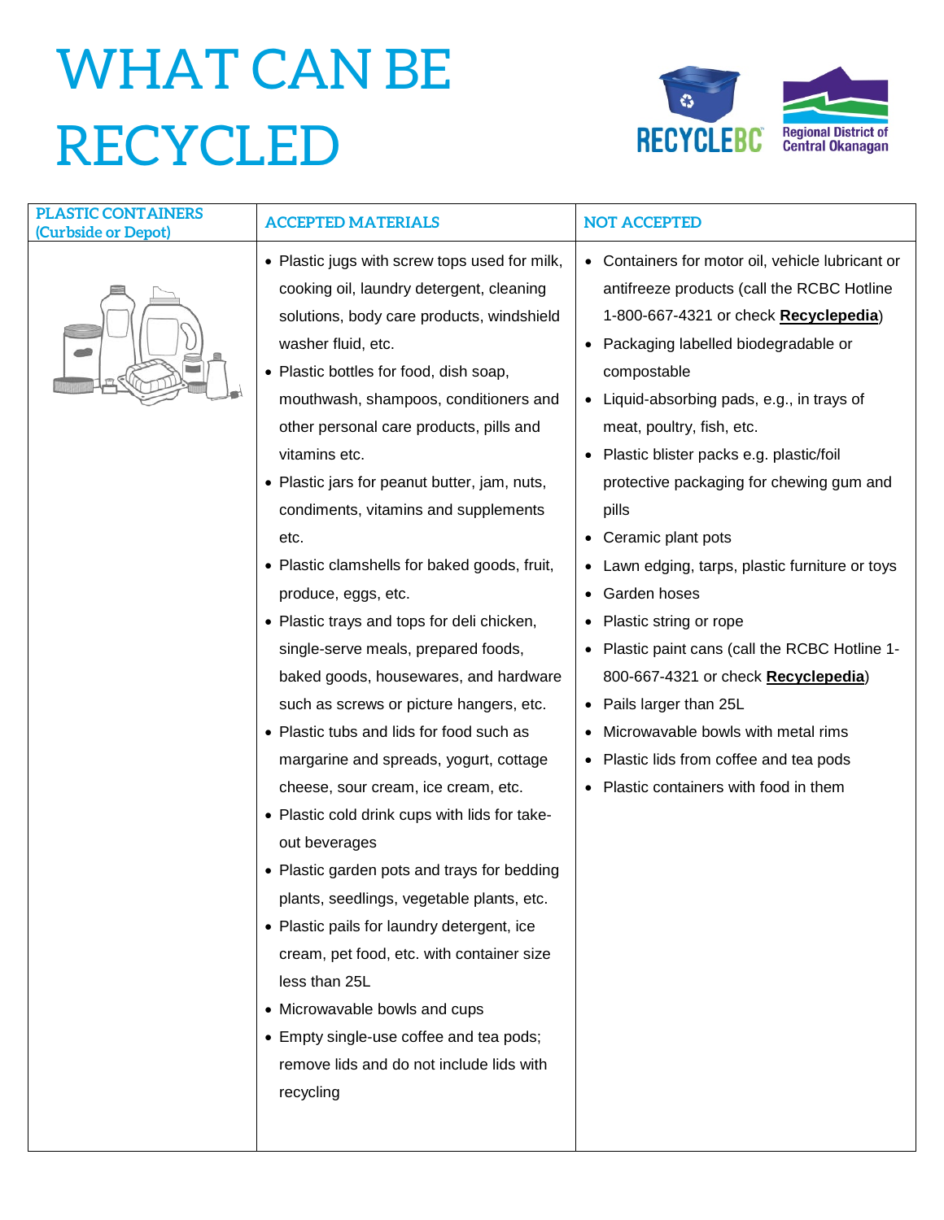# WHAT CAN BE RECYCLED

RECYCLEBC | Regional District of Central Okanagan

| PLASTIC CONTAINERS (Curbside or Depot) | ACCEPTED MATERIALS | NOT ACCEPTED |
| --- | --- | --- |
| | • Plastic jugs with screw tops used for milk, cooking oil, laundry detergent, cleaning solutions, body care products, windshield washer fluid, etc.<br>• Plastic bottles for food, dish soap, mouthwash, shampoos, conditioners and other personal care products, pills and vitamins etc.<br>• Plastic jars for peanut butter, jam, nuts, condiments, vitamins and supplements etc.<br>• Plastic clamshells for baked goods, fruit, produce, eggs, etc.<br>• Plastic trays and tops for deli chicken, single-serve meals, prepared foods, baked goods, housewares, and hardware such as screws or picture hangers, etc.<br>• Plastic tubs and lids for food such as margarine and spreads, yogurt, cottage cheese, sour cream, ice cream, etc.<br>• Plastic cold drink cups with lids for take-out beverages<br>• Plastic garden pots and trays for bedding plants, seedlings, vegetable plants, etc.<br>• Plastic pails for laundry detergent, ice cream, pet food, etc. with container size less than 25L<br>• Microwavable bowls and cups<br>• Empty single-use coffee and tea pods; remove lids and do not include lids with recycling | • Containers for motor oil, vehicle lubricant or antifreeze products (call the RCBC Hotline 1-800-667-4321 or check **Recyclepedia**)<br>• Packaging labelled biodegradable or compostable<br>• Liquid-absorbing pads, e.g., in trays of meat, poultry, fish, etc.<br>• Plastic blister packs e.g. plastic/foil protective packaging for chewing gum and pills<br>• Ceramic plant pots<br>• Lawn edging, tarps, plastic furniture or toys<br>• Garden hoses<br>• Plastic string or rope<br>• Plastic paint cans (call the RCBC Hotline 1-800-667-4321 or check **Recyclepedia**)<br>• Pails larger than 25L<br>• Microwavable bowls with metal rims<br>• Plastic lids from coffee and tea pods<br>• Plastic containers with food in them |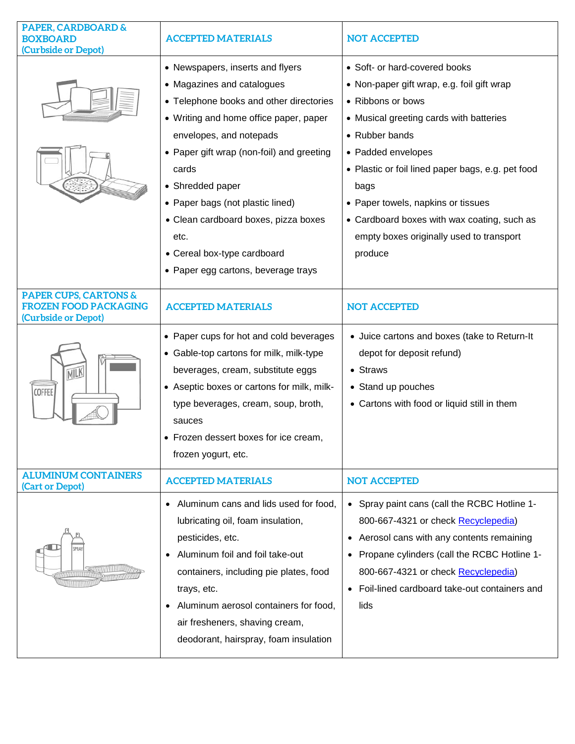| PAPER, CARDBOARD & BOXBOARD (Curbside or Depot) | ACCEPTED MATERIALS | NOT ACCEPTED |
|---|---|---|
| | • Newspapers, inserts and flyers<br>• Magazines and catalogues<br>• Telephone books and other directories<br>• Writing and home office paper, paper envelopes, and notepads<br>• Paper gift wrap (non-foil) and greeting cards<br>• Shredded paper<br>• Paper bags (not plastic lined)<br>• Clean cardboard boxes, pizza boxes etc.<br>• Cereal box-type cardboard<br>• Paper egg cartons, beverage trays | • Soft- or hard-covered books<br>• Non-paper gift wrap, e.g. foil gift wrap<br>• Ribbons or bows<br>• Musical greeting cards with batteries<br>• Rubber bands<br>• Padded envelopes<br>• Plastic or foil lined paper bags, e.g. pet food bags<br>• Paper towels, napkins or tissues<br>• Cardboard boxes with wax coating, such as empty boxes originally used to transport produce |
| **PAPER CUPS, CARTONS & FROZEN FOOD PACKAGING (Curbside or Depot)** | **ACCEPTED MATERIALS** | **NOT ACCEPTED** |
| | • Paper cups for hot and cold beverages<br>• Gable-top cartons for milk, milk-type beverages, cream, substitute eggs<br>• Aseptic boxes or cartons for milk, milk-type beverages, cream, soup, broth, sauces<br>• Frozen dessert boxes for ice cream, frozen yogurt, etc. | • Juice cartons and boxes (take to Return-It depot for deposit refund)<br>• Straws<br>• Stand up pouches<br>• Cartons with food or liquid still in them |
| **ALUMINUM CONTAINERS (Cart or Depot)** | **ACCEPTED MATERIALS** | **NOT ACCEPTED** |
| | • Aluminum cans and lids used for food, lubricating oil, foam insulation, pesticides, etc.<br>• Aluminum foil and foil take-out containers, including pie plates, food trays, etc.<br>• Aluminum aerosol containers for food, air fresheners, shaving cream, deodorant, hairspray, foam insulation | • Spray paint cans (call the RCBC Hotline 1-800-667-4321 or check Recyclepedia)<br>• Aerosol cans with any contents remaining<br>• Propane cylinders (call the RCBC Hotline 1-800-667-4321 or check Recyclepedia)<br>• Foil-lined cardboard take-out containers and lids |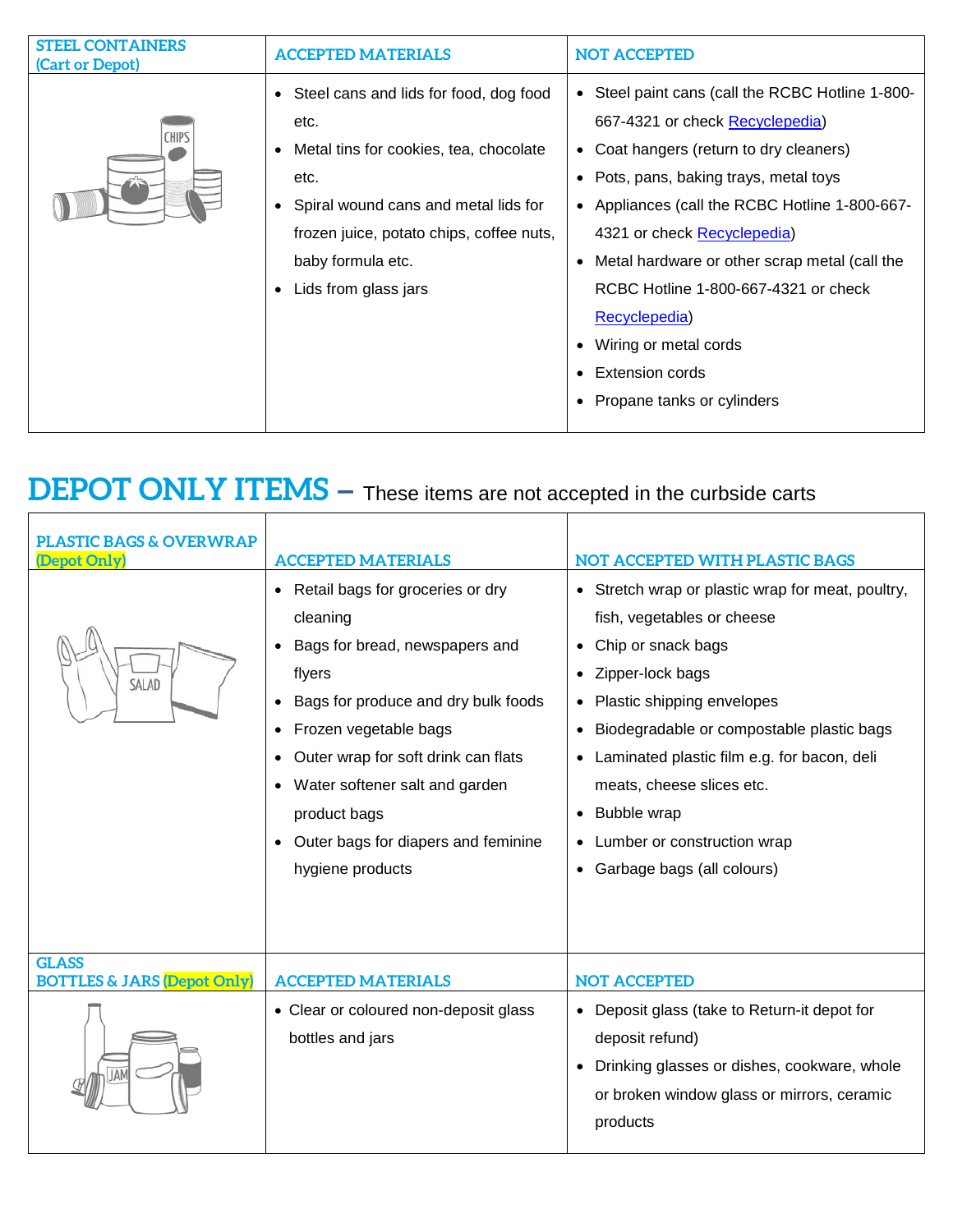| STEEL CONTAINERS (Cart or Depot) | ACCEPTED MATERIALS | NOT ACCEPTED |
|---|---|---|
| | • Steel cans and lids for food, dog food etc.<br>• Metal tins for cookies, tea, chocolate etc.<br>• Spiral wound cans and metal lids for frozen juice, potato chips, coffee nuts, baby formula etc.<br>• Lids from glass jars | • Steel paint cans (call the RCBC Hotline 1-800-667-4321 or check Recyclepedia)<br>• Coat hangers (return to dry cleaners)<br>• Pots, pans, baking trays, metal toys<br>• Appliances (call the RCBC Hotline 1-800-667-4321 or check Recyclepedia)<br>• Metal hardware or other scrap metal (call the RCBC Hotline 1-800-667-4321 or check Recyclepedia)<br>• Wiring or metal cords<br>• Extension cords<br>• Propane tanks or cylinders |

# DEPOT ONLY ITEMS – These items are not accepted in the curbside carts

| PLASTIC BAGS & OVERWRAP (Depot Only) | ACCEPTED MATERIALS | NOT ACCEPTED WITH PLASTIC BAGS |
|---|---|---|
| | • Retail bags for groceries or dry cleaning<br>• Bags for bread, newspapers and flyers<br>• Bags for produce and dry bulk foods<br>• Frozen vegetable bags<br>• Outer wrap for soft drink can flats<br>• Water softener salt and garden product bags<br>• Outer bags for diapers and feminine hygiene products | • Stretch wrap or plastic wrap for meat, poultry, fish, vegetables or cheese<br>• Chip or snack bags<br>• Zipper-lock bags<br>• Plastic shipping envelopes<br>• Biodegradable or compostable plastic bags<br>• Laminated plastic film e.g. for bacon, deli meats, cheese slices etc.<br>• Bubble wrap<br>• Lumber or construction wrap<br>• Garbage bags (all colours) |
| **GLASS BOTTLES & JARS (Depot Only)** | **ACCEPTED MATERIALS** | **NOT ACCEPTED** |
| | • Clear or coloured non-deposit glass bottles and jars | • Deposit glass (take to Return-it depot for deposit refund)<br>• Drinking glasses or dishes, cookware, whole or broken window glass or mirrors, ceramic products |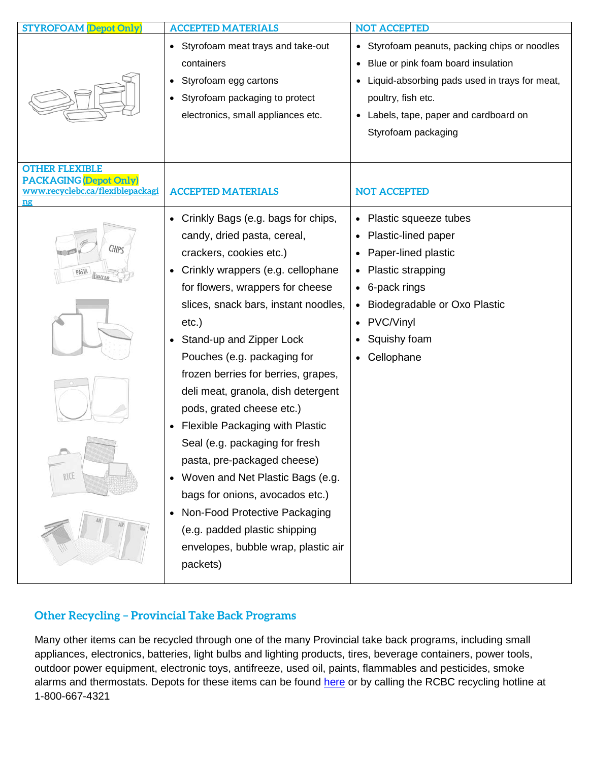| STYROFOAM (Depot Only) | ACCEPTED MATERIALS | NOT ACCEPTED |
| --- | --- | --- |
| | • Styrofoam meat trays and take-out containers<br>• Styrofoam egg cartons<br>• Styrofoam packaging to protect electronics, small appliances etc. | • Styrofoam peanuts, packing chips or noodles<br>• Blue or pink foam board insulation<br>• Liquid-absorbing pads used in trays for meat, poultry, fish etc.<br>• Labels, tape, paper and cardboard on Styrofoam packaging |
| OTHER FLEXIBLE PACKAGING (Depot Only) www.recyclebc.ca/flexiblepackaging | ACCEPTED MATERIALS | NOT ACCEPTED |
| | • Crinkly Bags (e.g. bags for chips, candy, dried pasta, cereal, crackers, cookies etc.)<br>• Crinkly wrappers (e.g. cellophane for flowers, wrappers for cheese slices, snack bars, instant noodles, etc.)<br>• Stand-up and Zipper Lock Pouches (e.g. packaging for frozen berries for berries, grapes, deli meat, granola, dish detergent pods, grated cheese etc.)<br>• Flexible Packaging with Plastic Seal (e.g. packaging for fresh pasta, pre-packaged cheese)<br>• Woven and Net Plastic Bags (e.g. bags for onions, avocados etc.)<br>• Non-Food Protective Packaging (e.g. padded plastic shipping envelopes, bubble wrap, plastic air packets) | • Plastic squeeze tubes<br>• Plastic-lined paper<br>• Paper-lined plastic<br>• Plastic strapping<br>• 6-pack rings<br>• Biodegradable or Oxo Plastic<br>• PVC/Vinyl<br>• Squishy foam<br>• Cellophane |

## Other Recycling – Provincial Take Back Programs

Many other items can be recycled through one of the many Provincial take back programs, including small appliances, electronics, batteries, light bulbs and lighting products, tires, beverage containers, power tools, outdoor power equipment, electronic toys, antifreeze, used oil, paints, flammables and pesticides, smoke alarms and thermostats. Depots for these items can be found here or by calling the RCBC recycling hotline at 1-800-667-4321